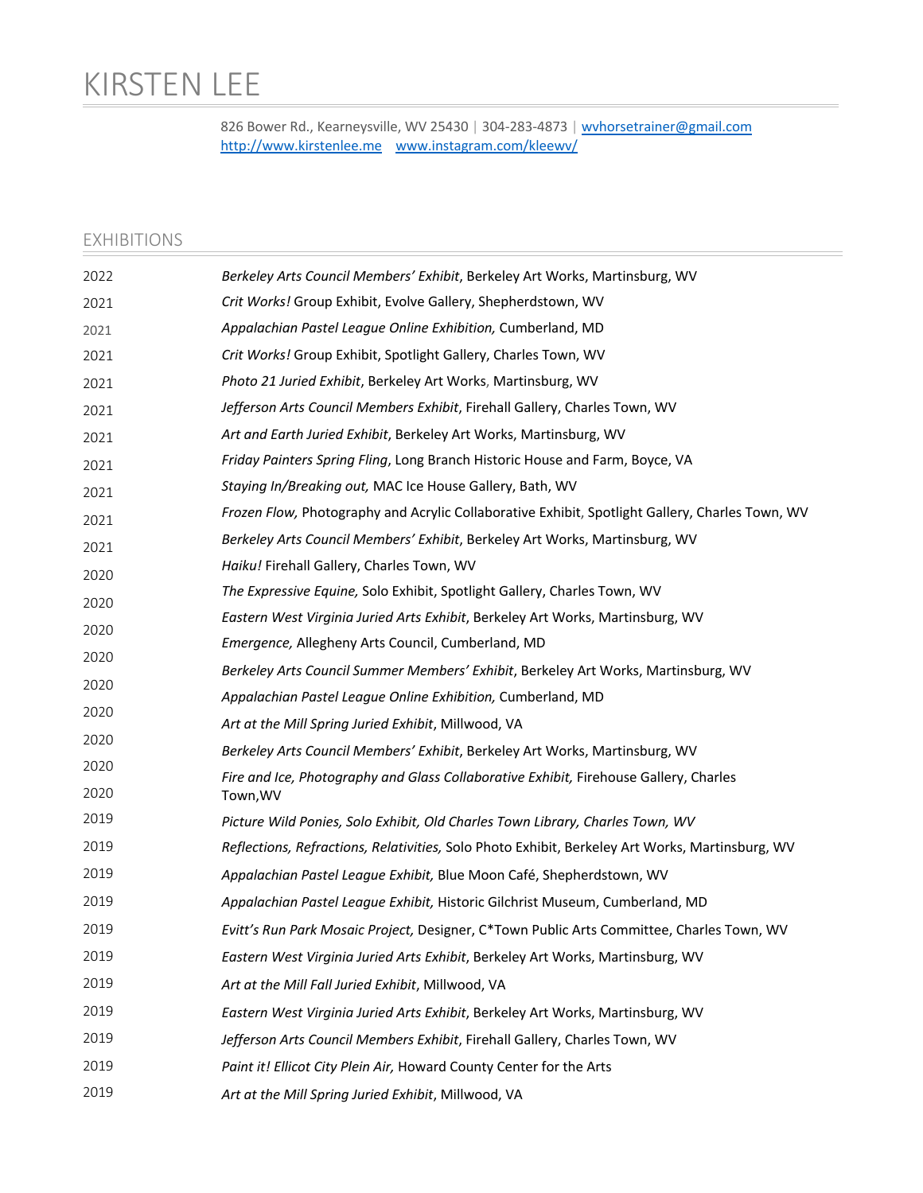# KIRSTEN LEE

826 Bower Rd., Kearneysville, WV 25430 | 304-283-4873 | wvhorsetrainer@gmail.com
http://www.kirstenlee.me    www.instagram.com/kleewv/

## EXHIBITIONS

| | |
|---|---|
| 2022 | *Berkeley Arts Council Members' Exhibit*, Berkeley Art Works, Martinsburg, WV |
| 2021 | *Crit Works!* Group Exhibit, Evolve Gallery, Shepherdstown, WV |
| 2021 | *Appalachian Pastel League Online Exhibition,* Cumberland, MD |
| 2021 | *Crit Works!* Group Exhibit, Spotlight Gallery, Charles Town, WV |
| 2021 | *Photo 21 Juried Exhibit*, Berkeley Art Works, Martinsburg, WV |
| 2021 | *Jefferson Arts Council Members Exhibit*, Firehall Gallery, Charles Town, WV |
| 2021 | *Art and Earth Juried Exhibit*, Berkeley Art Works, Martinsburg, WV |
| 2021 | *Friday Painters Spring Fling*, Long Branch Historic House and Farm, Boyce, VA |
| 2021 | *Staying In/Breaking out,* MAC Ice House Gallery, Bath, WV |
| 2021 | *Frozen Flow,* Photography and Acrylic Collaborative Exhibit, Spotlight Gallery, Charles Town, WV |
| 2021 | *Berkeley Arts Council Members' Exhibit*, Berkeley Art Works, Martinsburg, WV |
| 2020 | *Haiku!* Firehall Gallery, Charles Town, WV |
| 2020 | *The Expressive Equine,* Solo Exhibit, Spotlight Gallery, Charles Town, WV |
| 2020 | *Eastern West Virginia Juried Arts Exhibit*, Berkeley Art Works, Martinsburg, WV |
| 2020 | *Emergence,* Allegheny Arts Council, Cumberland, MD |
| 2020 | *Berkeley Arts Council Summer Members' Exhibit*, Berkeley Art Works, Martinsburg, WV |
| 2020 | *Appalachian Pastel League Online Exhibition,* Cumberland, MD |
| 2020 | *Art at the Mill Spring Juried Exhibit*, Millwood, VA |
| 2020 | *Berkeley Arts Council Members' Exhibit*, Berkeley Art Works, Martinsburg, WV |
| 2020 | *Fire and Ice, Photography and Glass Collaborative Exhibit,* Firehouse Gallery, Charles Town,WV |
| 2019 | *Picture Wild Ponies, Solo Exhibit, Old Charles Town Library, Charles Town, WV* |
| 2019 | *Reflections, Refractions, Relativities,* Solo Photo Exhibit, Berkeley Art Works, Martinsburg, WV |
| 2019 | *Appalachian Pastel League Exhibit,* Blue Moon Café, Shepherdstown, WV |
| 2019 | *Appalachian Pastel League Exhibit,* Historic Gilchrist Museum, Cumberland, MD |
| 2019 | *Evitt's Run Park Mosaic Project,* Designer, C*Town Public Arts Committee, Charles Town, WV |
| 2019 | *Eastern West Virginia Juried Arts Exhibit*, Berkeley Art Works, Martinsburg, WV |
| 2019 | *Art at the Mill Fall Juried Exhibit*, Millwood, VA |
| 2019 | *Eastern West Virginia Juried Arts Exhibit*, Berkeley Art Works, Martinsburg, WV |
| 2019 | *Jefferson Arts Council Members Exhibit*, Firehall Gallery, Charles Town, WV |
| 2019 | *Paint it! Ellicot City Plein Air,* Howard County Center for the Arts |
| 2019 | *Art at the Mill Spring Juried Exhibit*, Millwood, VA |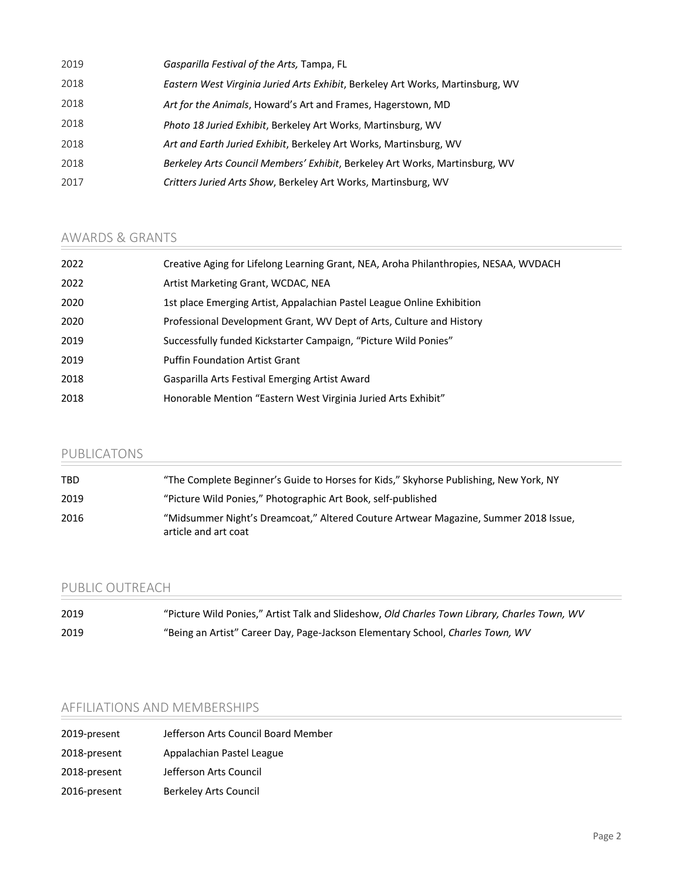| | |
|---|---|
| 2019 | *Gasparilla Festival of the Arts,* Tampa, FL |
| 2018 | *Eastern West Virginia Juried Arts Exhibit*, Berkeley Art Works, Martinsburg, WV |
| 2018 | *Art for the Animals*, Howard's Art and Frames, Hagerstown, MD |
| 2018 | *Photo 18 Juried Exhibit*, Berkeley Art Works, Martinsburg, WV |
| 2018 | *Art and Earth Juried Exhibit*, Berkeley Art Works, Martinsburg, WV |
| 2018 | *Berkeley Arts Council Members' Exhibit*, Berkeley Art Works, Martinsburg, WV |
| 2017 | *Critters Juried Arts Show*, Berkeley Art Works, Martinsburg, WV |

## AWARDS & GRANTS

| | |
|---|---|
| 2022 | Creative Aging for Lifelong Learning Grant, NEA, Aroha Philanthropies, NESAA, WVDACH |
| 2022 | Artist Marketing Grant, WCDAC, NEA |
| 2020 | 1st place Emerging Artist, Appalachian Pastel League Online Exhibition |
| 2020 | Professional Development Grant, WV Dept of Arts, Culture and History |
| 2019 | Successfully funded Kickstarter Campaign, "Picture Wild Ponies" |
| 2019 | Puffin Foundation Artist Grant |
| 2018 | Gasparilla Arts Festival Emerging Artist Award |
| 2018 | Honorable Mention "Eastern West Virginia Juried Arts Exhibit" |

## PUBLICATONS

| | |
|---|---|
| TBD | "The Complete Beginner's Guide to Horses for Kids," Skyhorse Publishing, New York, NY |
| 2019 | "Picture Wild Ponies," Photographic Art Book, self-published |
| 2016 | "Midsummer Night's Dreamcoat," Altered Couture Artwear Magazine, Summer 2018 Issue, article and art coat |

## PUBLIC OUTREACH

| | |
|---|---|
| 2019 | "Picture Wild Ponies," Artist Talk and Slideshow, *Old Charles Town Library, Charles Town, WV* |
| 2019 | "Being an Artist" Career Day, Page-Jackson Elementary School, *Charles Town, WV* |

## AFFILIATIONS AND MEMBERSHIPS

| | |
|---|---|
| 2019-present | Jefferson Arts Council Board Member |
| 2018-present | Appalachian Pastel League |
| 2018-present | Jefferson Arts Council |
| 2016-present | Berkeley Arts Council |